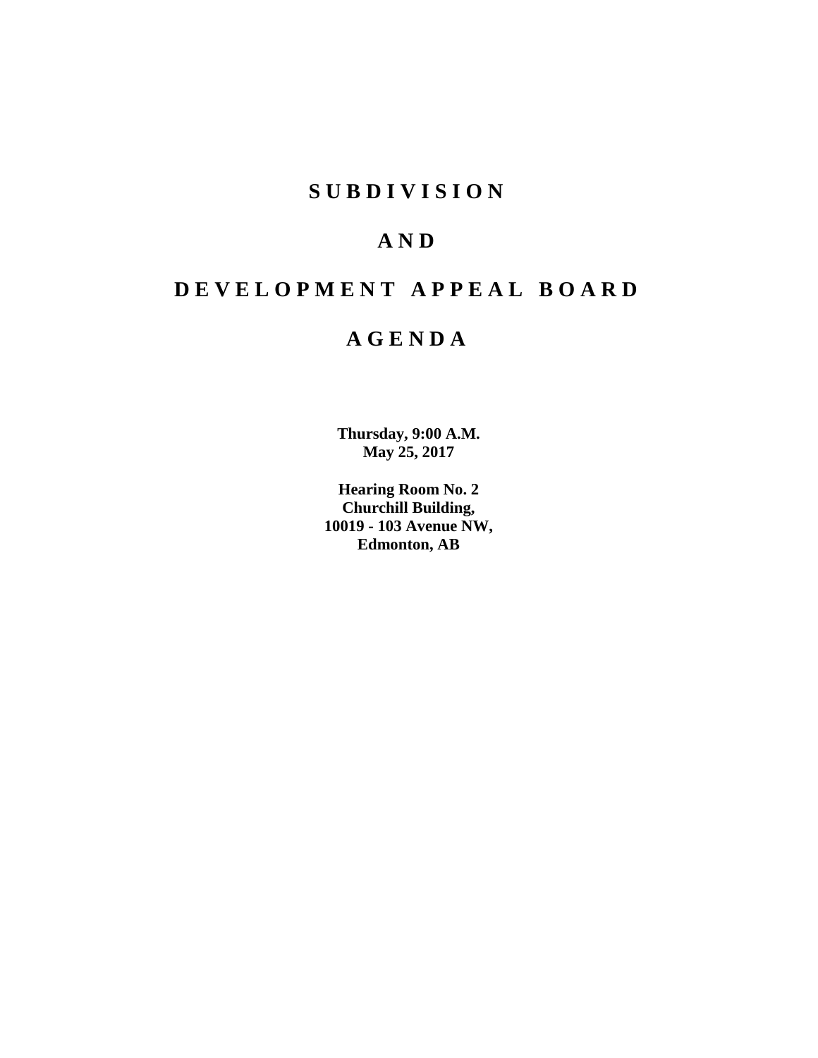# S U B D I V I S I O N

# A N D

# D E V E L O P M E N T   A P P E A L   B O A R D

# A G E N D A

**Thursday, 9:00 A.M.**
**May 25, 2017**

**Hearing Room No. 2**
**Churchill Building,**
**10019 - 103 Avenue NW,**
**Edmonton, AB**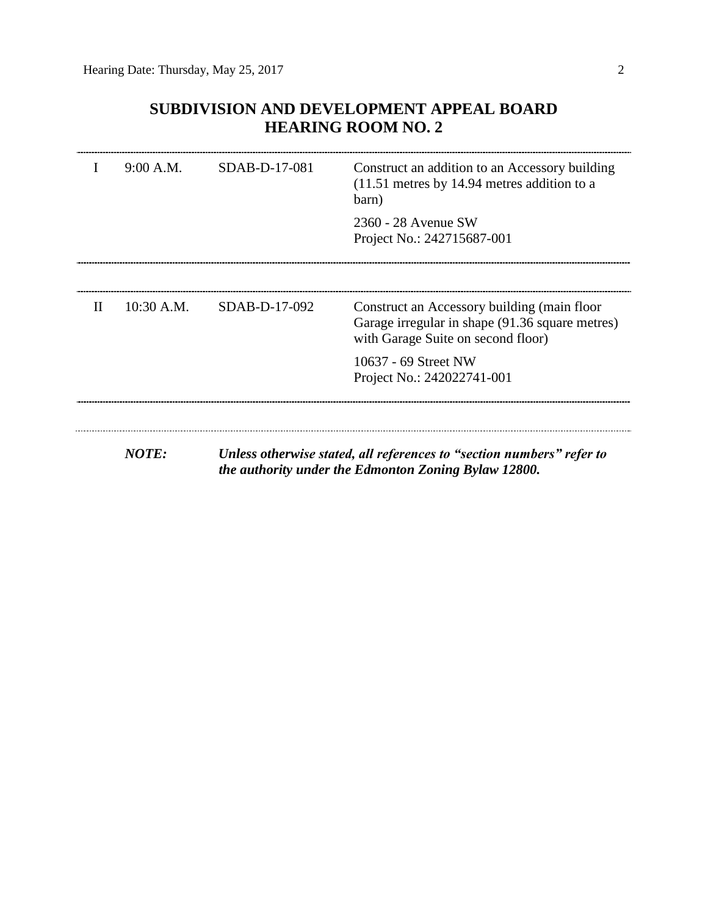## SUBDIVISION AND DEVELOPMENT APPEAL BOARD
## HEARING ROOM NO. 2

| | | | |
|---|---|---|---|
| I | 9:00 A.M. | SDAB-D-17-081 | Construct an addition to an Accessory building (11.51 metres by 14.94 metres addition to a barn)<br><br>2360 - 28 Avenue SW<br>Project No.: 242715687-001 |
| II | 10:30 A.M. | SDAB-D-17-092 | Construct an Accessory building (main floor Garage irregular in shape (91.36 square metres) with Garage Suite on second floor)<br><br>10637 - 69 Street NW<br>Project No.: 242022741-001 |

***NOTE:*** ***Unless otherwise stated, all references to "section numbers" refer to the authority under the Edmonton Zoning Bylaw 12800.***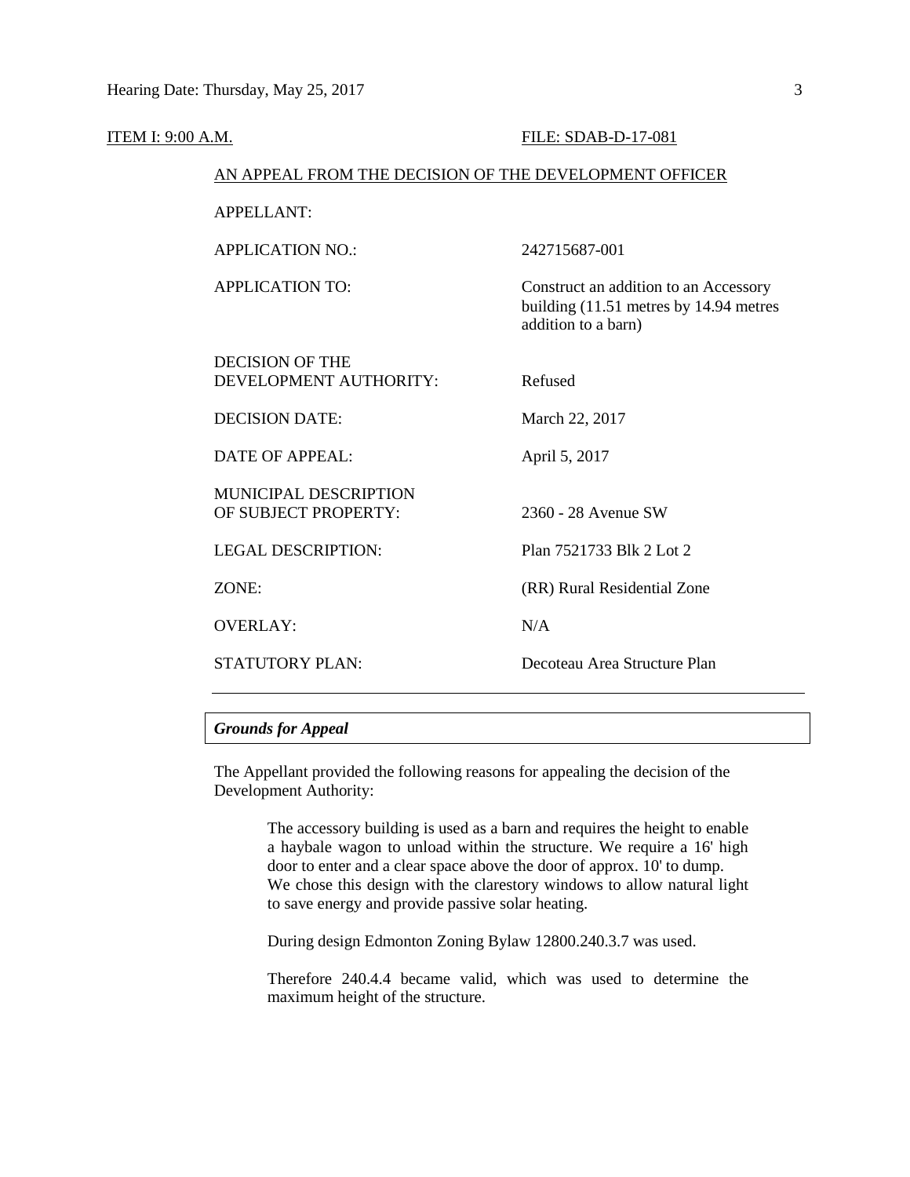ITEM I: 9:00 A.M. FILE: SDAB-D-17-081

AN APPEAL FROM THE DECISION OF THE DEVELOPMENT OFFICER

| | |
|---|---|
| APPELLANT: | |
| APPLICATION NO.: | 242715687-001 |
| APPLICATION TO: | Construct an addition to an Accessory building (11.51 metres by 14.94 metres addition to a barn) |
| DECISION OF THE DEVELOPMENT AUTHORITY: | Refused |
| DECISION DATE: | March 22, 2017 |
| DATE OF APPEAL: | April 5, 2017 |
| MUNICIPAL DESCRIPTION OF SUBJECT PROPERTY: | 2360 - 28 Avenue SW |
| LEGAL DESCRIPTION: | Plan 7521733 Blk 2 Lot 2 |
| ZONE: | (RR) Rural Residential Zone |
| OVERLAY: | N/A |
| STATUTORY PLAN: | Decoteau Area Structure Plan |

### *Grounds for Appeal*

The Appellant provided the following reasons for appealing the decision of the Development Authority:

> The accessory building is used as a barn and requires the height to enable a haybale wagon to unload within the structure. We require a 16' high door to enter and a clear space above the door of approx. 10' to dump. We chose this design with the clarestory windows to allow natural light to save energy and provide passive solar heating.
>
> During design Edmonton Zoning Bylaw 12800.240.3.7 was used.
>
> Therefore 240.4.4 became valid, which was used to determine the maximum height of the structure.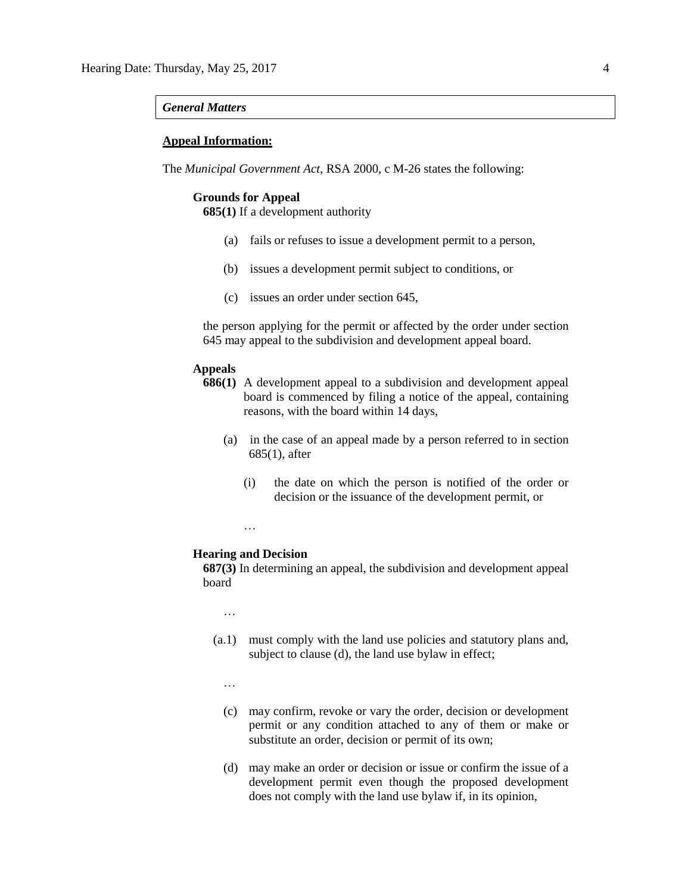*General Matters*

**Appeal Information:**

The *Municipal Government Act*, RSA 2000, c M-26 states the following:

**Grounds for Appeal**

**685(1)** If a development authority

(a) fails or refuses to issue a development permit to a person,

(b) issues a development permit subject to conditions, or

(c) issues an order under section 645,

the person applying for the permit or affected by the order under section 645 may appeal to the subdivision and development appeal board.

**Appeals**

**686(1)** A development appeal to a subdivision and development appeal board is commenced by filing a notice of the appeal, containing reasons, with the board within 14 days,

(a) in the case of an appeal made by a person referred to in section 685(1), after

(i) the date on which the person is notified of the order or decision or the issuance of the development permit, or

…

**Hearing and Decision**

**687(3)** In determining an appeal, the subdivision and development appeal board

…

(a.1) must comply with the land use policies and statutory plans and, subject to clause (d), the land use bylaw in effect;

…

(c) may confirm, revoke or vary the order, decision or development permit or any condition attached to any of them or make or substitute an order, decision or permit of its own;

(d) may make an order or decision or issue or confirm the issue of a development permit even though the proposed development does not comply with the land use bylaw if, in its opinion,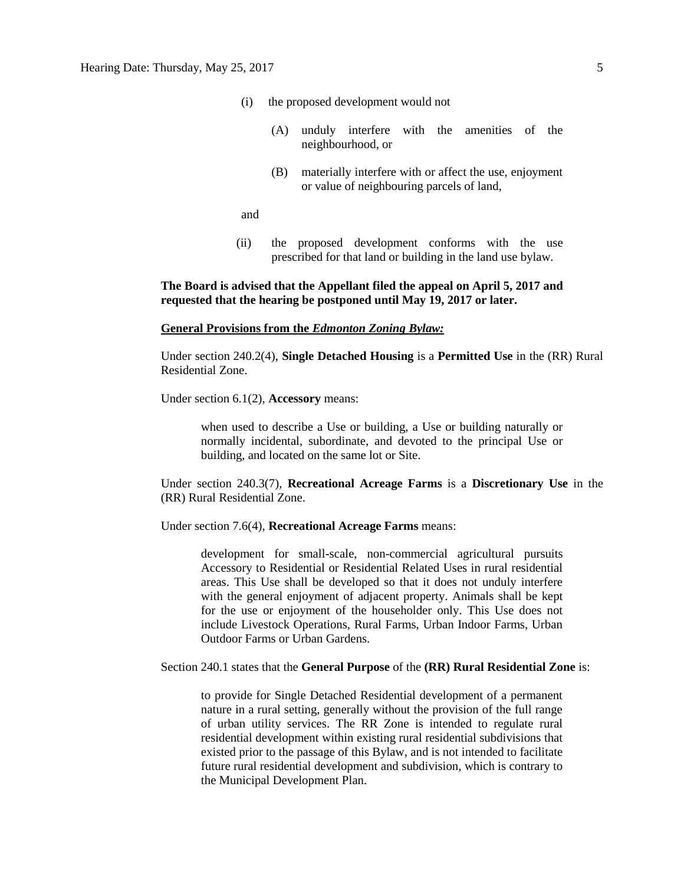(i) the proposed development would not

(A) unduly interfere with the amenities of the neighbourhood, or

(B) materially interfere with or affect the use, enjoyment or value of neighbouring parcels of land,

and

(ii) the proposed development conforms with the use prescribed for that land or building in the land use bylaw.

**The Board is advised that the Appellant filed the appeal on April 5, 2017 and requested that the hearing be postponed until May 19, 2017 or later.**

**General Provisions from the *Edmonton Zoning Bylaw:***

Under section 240.2(4), **Single Detached Housing** is a **Permitted Use** in the (RR) Rural Residential Zone.

Under section 6.1(2), **Accessory** means:

> when used to describe a Use or building, a Use or building naturally or normally incidental, subordinate, and devoted to the principal Use or building, and located on the same lot or Site.

Under section 240.3(7), **Recreational Acreage Farms** is a **Discretionary Use** in the (RR) Rural Residential Zone.

Under section 7.6(4), **Recreational Acreage Farms** means:

> development for small-scale, non-commercial agricultural pursuits Accessory to Residential or Residential Related Uses in rural residential areas. This Use shall be developed so that it does not unduly interfere with the general enjoyment of adjacent property. Animals shall be kept for the use or enjoyment of the householder only. This Use does not include Livestock Operations, Rural Farms, Urban Indoor Farms, Urban Outdoor Farms or Urban Gardens.

Section 240.1 states that the **General Purpose** of the **(RR) Rural Residential Zone** is:

> to provide for Single Detached Residential development of a permanent nature in a rural setting, generally without the provision of the full range of urban utility services. The RR Zone is intended to regulate rural residential development within existing rural residential subdivisions that existed prior to the passage of this Bylaw, and is not intended to facilitate future rural residential development and subdivision, which is contrary to the Municipal Development Plan.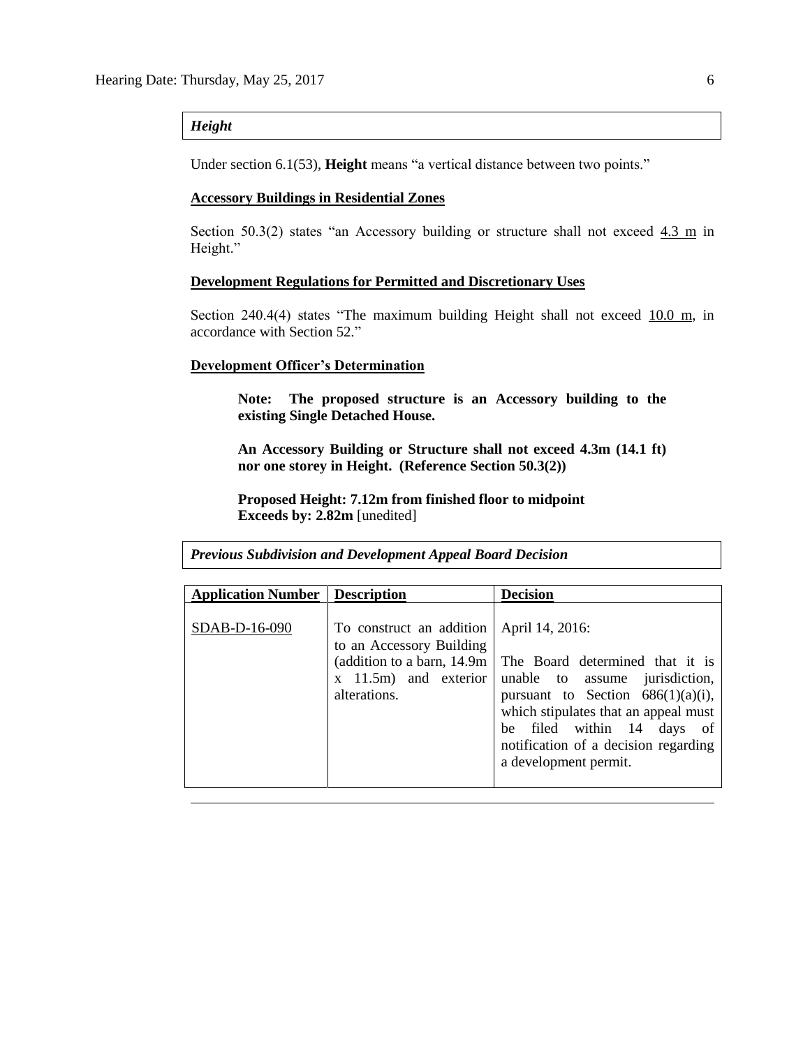***Height***

Under section 6.1(53), **Height** means "a vertical distance between two points."

**Accessory Buildings in Residential Zones**

Section 50.3(2) states "an Accessory building or structure shall not exceed 4.3 m in Height."

**Development Regulations for Permitted and Discretionary Uses**

Section 240.4(4) states "The maximum building Height shall not exceed 10.0 m, in accordance with Section 52."

**Development Officer's Determination**

> **Note: The proposed structure is an Accessory building to the existing Single Detached House.**
>
> **An Accessory Building or Structure shall not exceed 4.3m (14.1 ft) nor one storey in Height. (Reference Section 50.3(2))**
>
> **Proposed Height: 7.12m from finished floor to midpoint**
> **Exceeds by: 2.82m** [unedited]

***Previous Subdivision and Development Appeal Board Decision***

| Application Number | Description | Decision |
|---|---|---|
| SDAB-D-16-090 | To construct an addition to an Accessory Building (addition to a barn, 14.9m x 11.5m) and exterior alterations. | April 14, 2016: The Board determined that it is unable to assume jurisdiction, pursuant to Section 686(1)(a)(i), which stipulates that an appeal must be filed within 14 days of notification of a decision regarding a development permit. |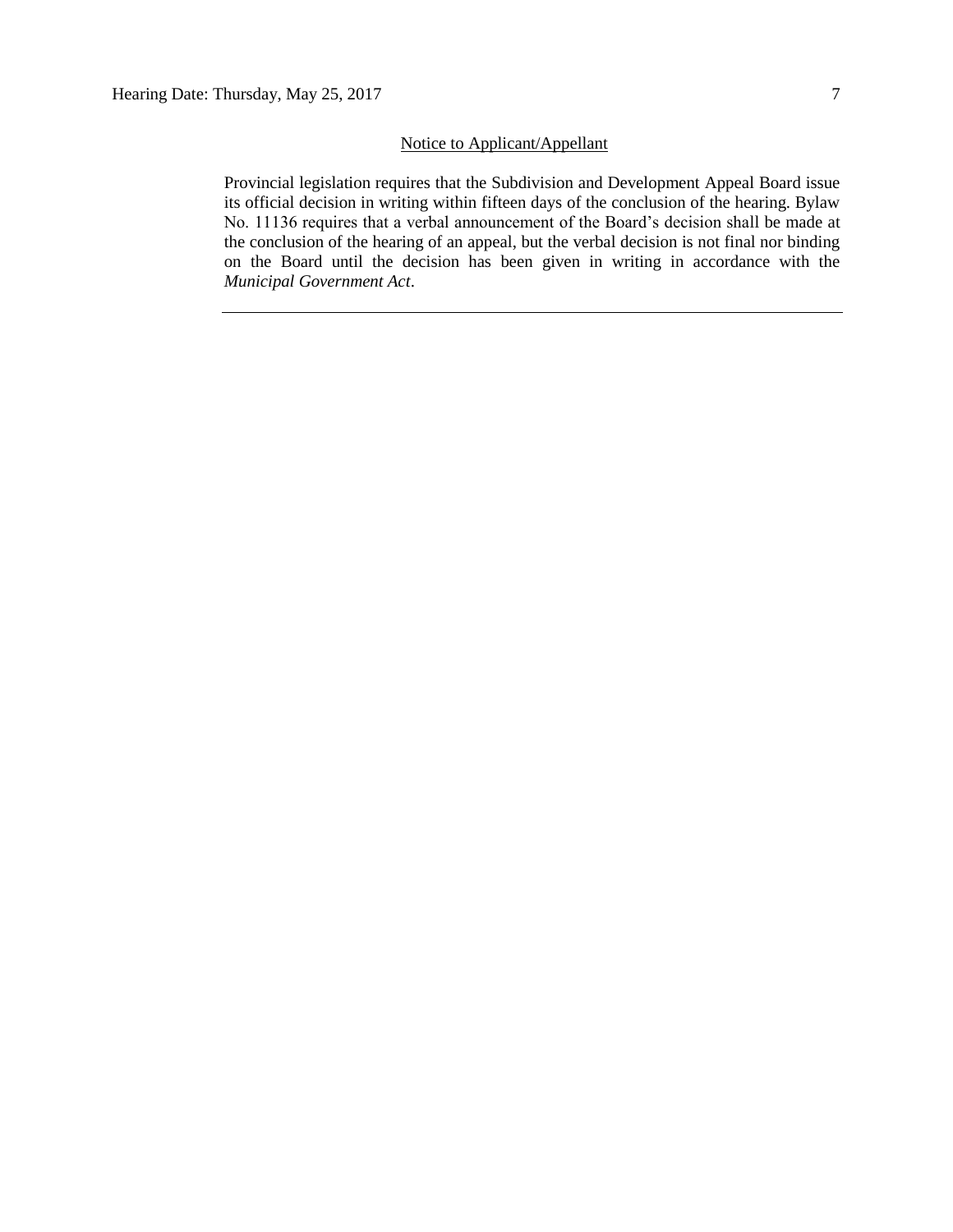Notice to Applicant/Appellant

Provincial legislation requires that the Subdivision and Development Appeal Board issue its official decision in writing within fifteen days of the conclusion of the hearing. Bylaw No. 11136 requires that a verbal announcement of the Board's decision shall be made at the conclusion of the hearing of an appeal, but the verbal decision is not final nor binding on the Board until the decision has been given in writing in accordance with the *Municipal Government Act*.

---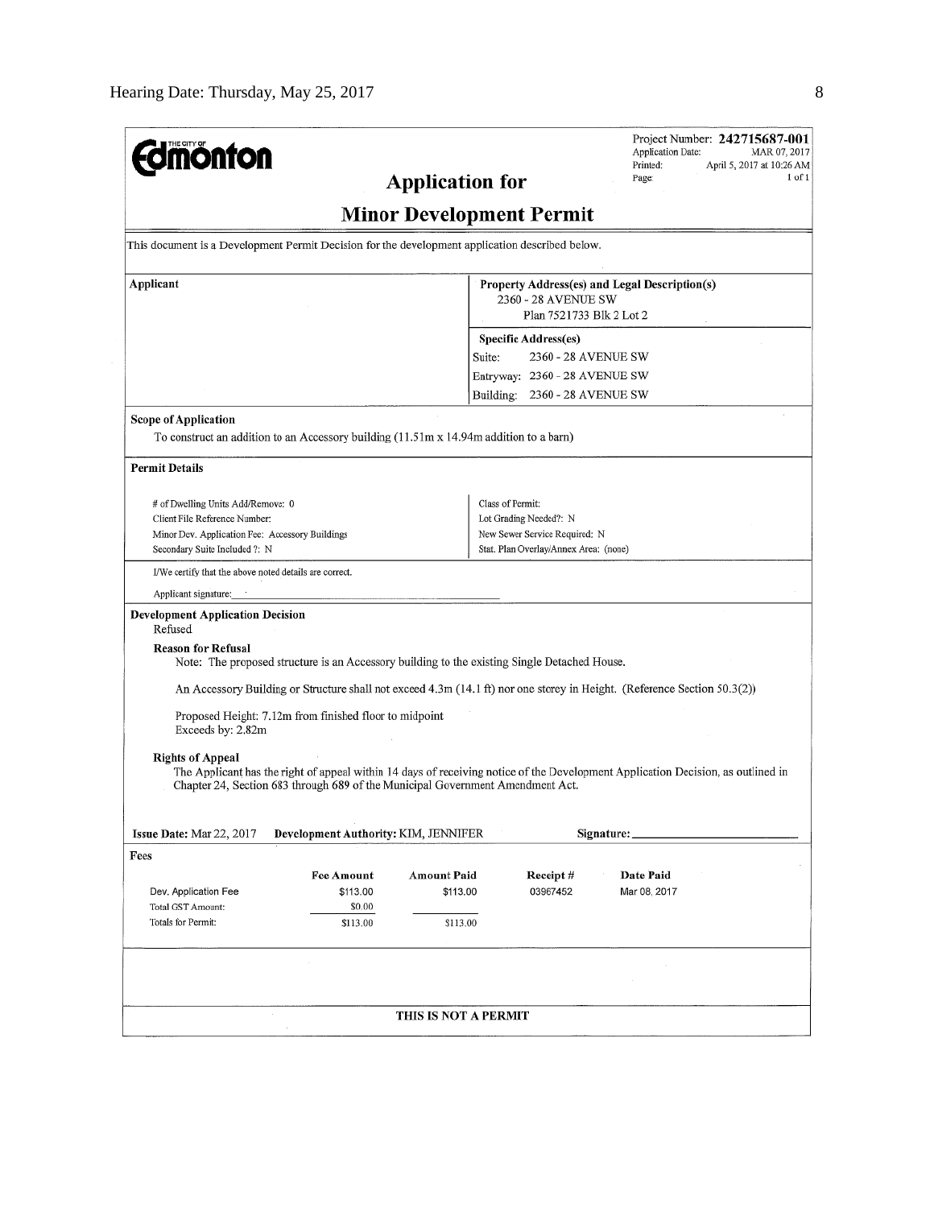**Edmonton**

Project Number: **242715687-001**
Application Date: MAR 07, 2017
Printed: April 5, 2017 at 10:26 AM
Page: 1 of 1

# Application for

# Minor Development Permit

This document is a Development Permit Decision for the development application described below.

| Applicant | Property Address(es) and Legal Description(s) |
|---|---|
| | 2360 - 28 AVENUE SW<br>Plan 7521733 Blk 2 Lot 2 |
| | **Specific Address(es)**<br>Suite: 2360 - 28 AVENUE SW<br>Entryway: 2360 - 28 AVENUE SW<br>Building: 2360 - 28 AVENUE SW |

**Scope of Application**

To construct an addition to an Accessory building (11.51m x 14.94m addition to a barn)

**Permit Details**

| | |
|---|---|
| # of Dwelling Units Add/Remove: 0 | Class of Permit: |
| Client File Reference Number: | Lot Grading Needed?: N |
| Minor Dev. Application Fee: Accessory Buildings | New Sewer Service Required: N |
| Secondary Suite Included ?: N | Stat. Plan Overlay/Annex Area: (none) |

I/We certify that the above noted details are correct.

Applicant signature: \_\_\_\_\_\_\_\_\_\_\_\_\_\_\_\_\_\_\_\_\_\_\_\_\_\_\_\_\_\_

**Development Application Decision**

Refused

**Reason for Refusal**

Note: The proposed structure is an Accessory building to the existing Single Detached House.

An Accessory Building or Structure shall not exceed 4.3m (14.1 ft) nor one storey in Height. (Reference Section 50.3(2))

Proposed Height: 7.12m from finished floor to midpoint
Exceeds by: 2.82m

**Rights of Appeal**

The Applicant has the right of appeal within 14 days of receiving notice of the Development Application Decision, as outlined in Chapter 24, Section 683 through 689 of the Municipal Government Amendment Act.

**Issue Date:** Mar 22, 2017 **Development Authority:** KIM, JENNIFER **Signature:** \_\_\_\_\_\_\_\_\_\_\_\_\_\_\_\_\_\_\_\_

**Fees**

| | Fee Amount | Amount Paid | Receipt # | Date Paid |
|---|---|---|---|---|
| Dev. Application Fee | $113.00 | $113.00 | 03967452 | Mar 08, 2017 |
| Total GST Amount: | $0.00 | | | |
| Totals for Permit: | $113.00 | $113.00 | | |

**THIS IS NOT A PERMIT**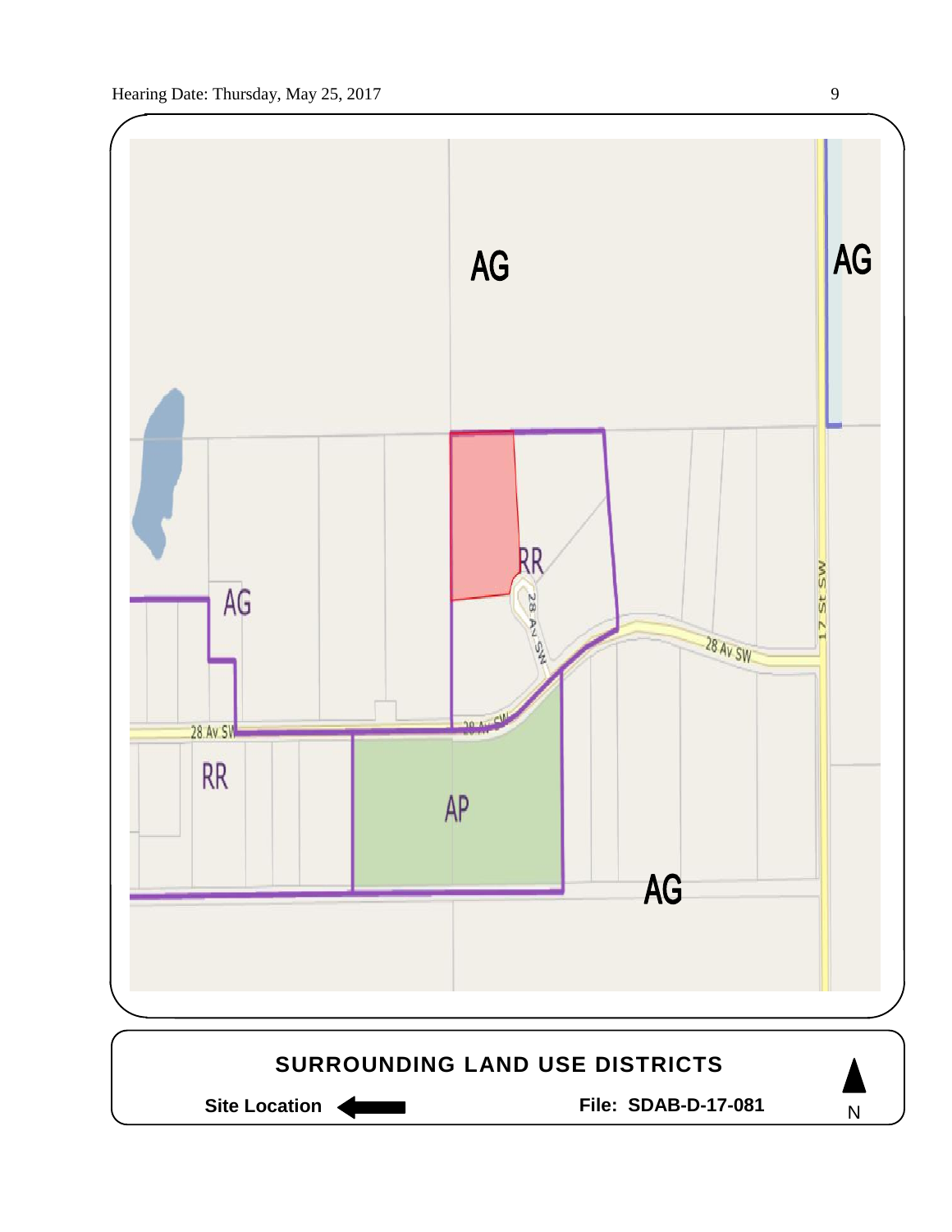AG

AG

AG

RR

28 Av SW

28 Av SW

28 Av SW

28 Av SW

17 St SW

RR

AP

AG

**SURROUNDING LAND USE DISTRICTS**

**Site Location** ←

**File: SDAB-D-17-081**

N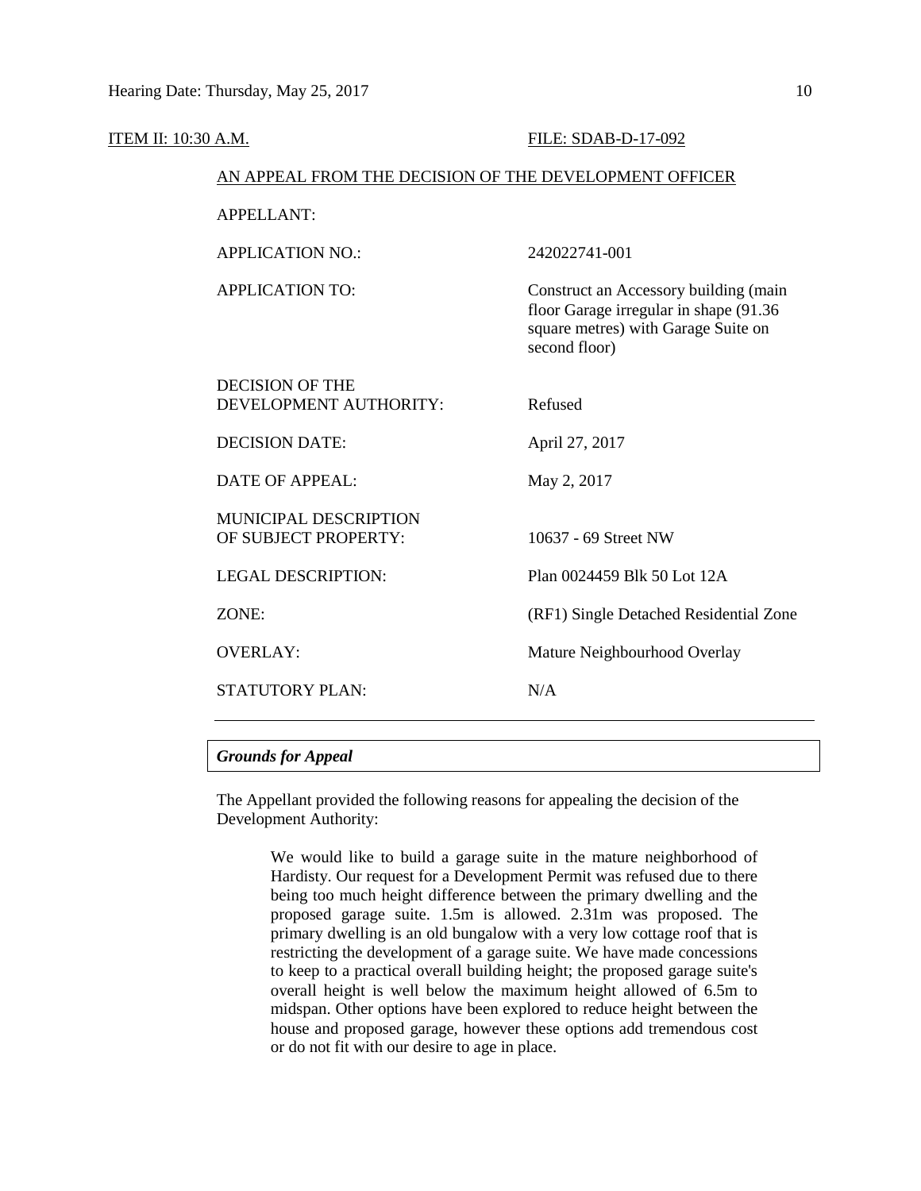ITEM II: 10:30 A.M. FILE: SDAB-D-17-092

AN APPEAL FROM THE DECISION OF THE DEVELOPMENT OFFICER

| | |
|---|---|
| APPELLANT: | |
| APPLICATION NO.: | 242022741-001 |
| APPLICATION TO: | Construct an Accessory building (main floor Garage irregular in shape (91.36 square metres) with Garage Suite on second floor) |
| DECISION OF THE DEVELOPMENT AUTHORITY: | Refused |
| DECISION DATE: | April 27, 2017 |
| DATE OF APPEAL: | May 2, 2017 |
| MUNICIPAL DESCRIPTION OF SUBJECT PROPERTY: | 10637 - 69 Street NW |
| LEGAL DESCRIPTION: | Plan 0024459 Blk 50 Lot 12A |
| ZONE: | (RF1) Single Detached Residential Zone |
| OVERLAY: | Mature Neighbourhood Overlay |
| STATUTORY PLAN: | N/A |

***Grounds for Appeal***

The Appellant provided the following reasons for appealing the decision of the Development Authority:

> We would like to build a garage suite in the mature neighborhood of Hardisty. Our request for a Development Permit was refused due to there being too much height difference between the primary dwelling and the proposed garage suite. 1.5m is allowed. 2.31m was proposed. The primary dwelling is an old bungalow with a very low cottage roof that is restricting the development of a garage suite. We have made concessions to keep to a practical overall building height; the proposed garage suite's overall height is well below the maximum height allowed of 6.5m to midspan. Other options have been explored to reduce height between the house and proposed garage, however these options add tremendous cost or do not fit with our desire to age in place.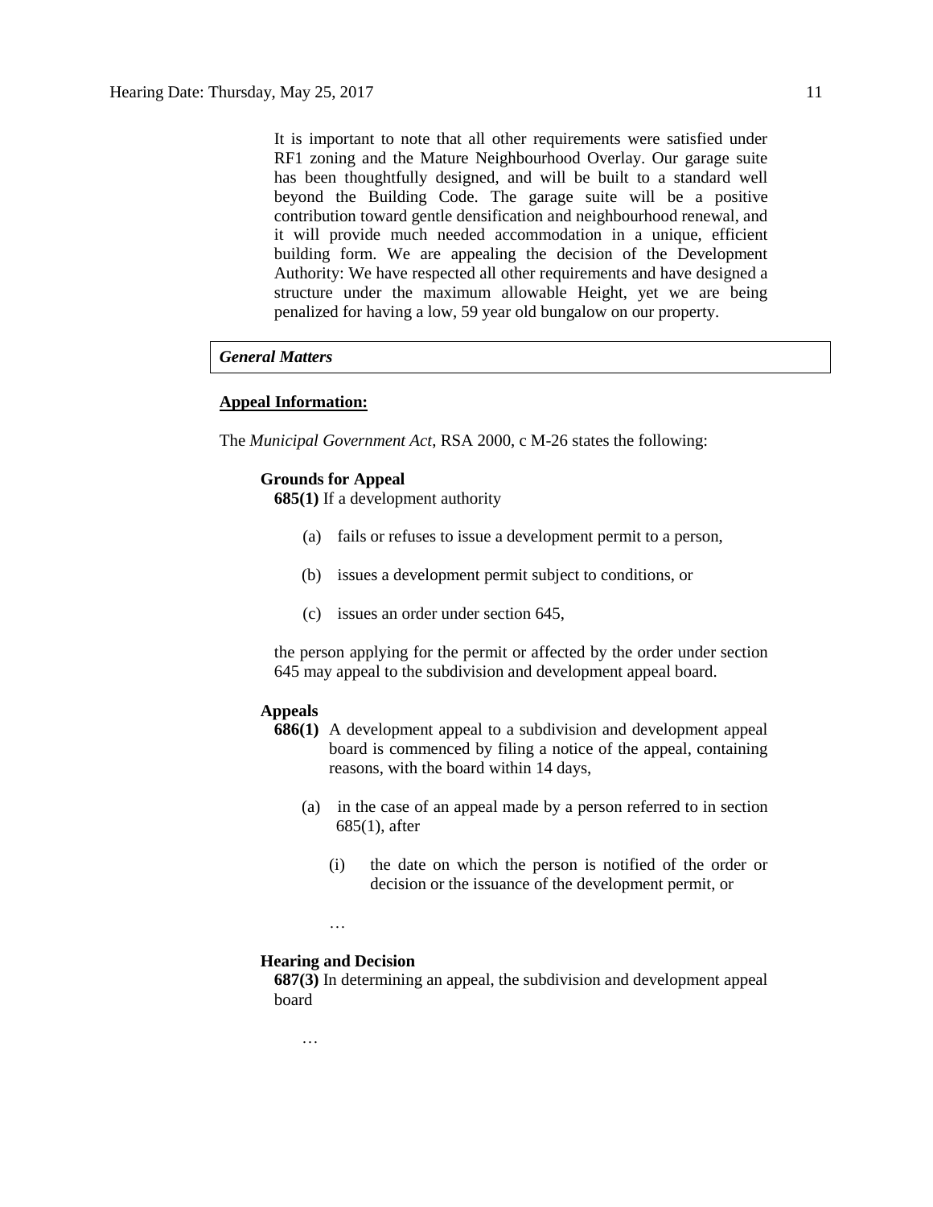It is important to note that all other requirements were satisfied under RF1 zoning and the Mature Neighbourhood Overlay. Our garage suite has been thoughtfully designed, and will be built to a standard well beyond the Building Code. The garage suite will be a positive contribution toward gentle densification and neighbourhood renewal, and it will provide much needed accommodation in a unique, efficient building form. We are appealing the decision of the Development Authority: We have respected all other requirements and have designed a structure under the maximum allowable Height, yet we are being penalized for having a low, 59 year old bungalow on our property.

***General Matters***

**Appeal Information:**

The *Municipal Government Act*, RSA 2000, c M-26 states the following:

**Grounds for Appeal**

**685(1)** If a development authority

(a) fails or refuses to issue a development permit to a person,

(b) issues a development permit subject to conditions, or

(c) issues an order under section 645,

the person applying for the permit or affected by the order under section 645 may appeal to the subdivision and development appeal board.

**Appeals**

**686(1)** A development appeal to a subdivision and development appeal board is commenced by filing a notice of the appeal, containing reasons, with the board within 14 days,

(a) in the case of an appeal made by a person referred to in section 685(1), after

(i) the date on which the person is notified of the order or decision or the issuance of the development permit, or

…

**Hearing and Decision**

**687(3)** In determining an appeal, the subdivision and development appeal board

…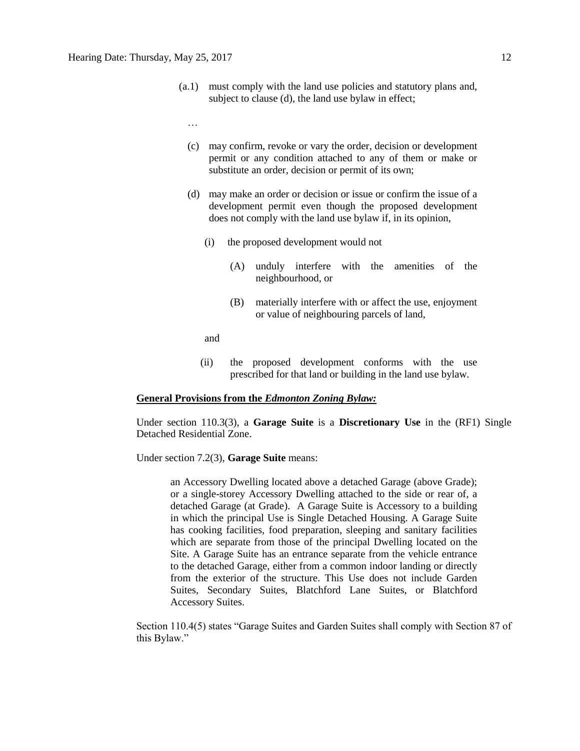(a.1) must comply with the land use policies and statutory plans and, subject to clause (d), the land use bylaw in effect;

…

(c) may confirm, revoke or vary the order, decision or development permit or any condition attached to any of them or make or substitute an order, decision or permit of its own;

(d) may make an order or decision or issue or confirm the issue of a development permit even though the proposed development does not comply with the land use bylaw if, in its opinion,

(i) the proposed development would not

(A) unduly interfere with the amenities of the neighbourhood, or

(B) materially interfere with or affect the use, enjoyment or value of neighbouring parcels of land,

and

(ii) the proposed development conforms with the use prescribed for that land or building in the land use bylaw.

**General Provisions from the *Edmonton Zoning Bylaw:***

Under section 110.3(3), a **Garage Suite** is a **Discretionary Use** in the (RF1) Single Detached Residential Zone.

Under section 7.2(3), **Garage Suite** means:

> an Accessory Dwelling located above a detached Garage (above Grade); or a single-storey Accessory Dwelling attached to the side or rear of, a detached Garage (at Grade). A Garage Suite is Accessory to a building in which the principal Use is Single Detached Housing. A Garage Suite has cooking facilities, food preparation, sleeping and sanitary facilities which are separate from those of the principal Dwelling located on the Site. A Garage Suite has an entrance separate from the vehicle entrance to the detached Garage, either from a common indoor landing or directly from the exterior of the structure. This Use does not include Garden Suites, Secondary Suites, Blatchford Lane Suites, or Blatchford Accessory Suites.

Section 110.4(5) states "Garage Suites and Garden Suites shall comply with Section 87 of this Bylaw."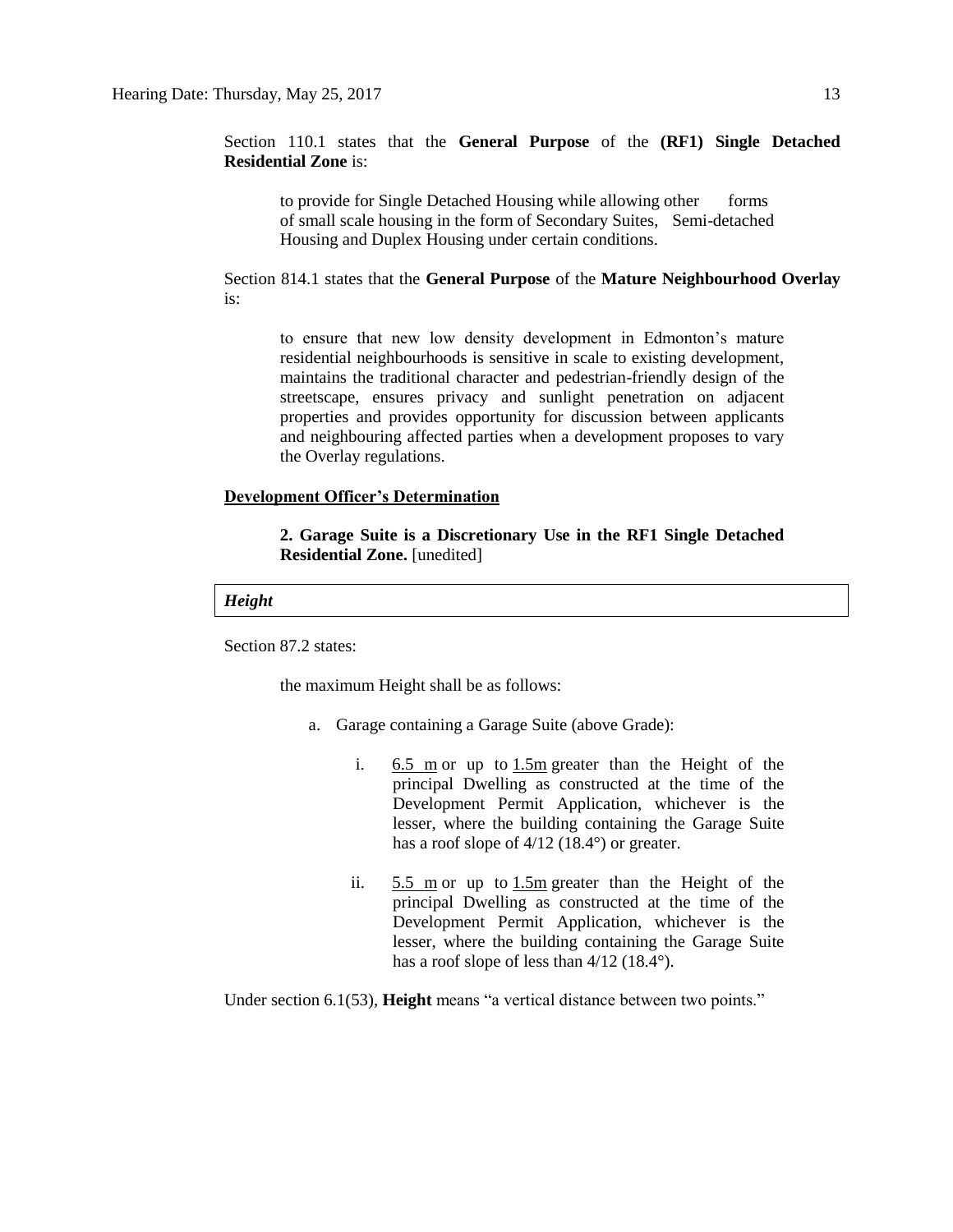Section 110.1 states that the **General Purpose** of the **(RF1) Single Detached Residential Zone** is:

> to provide for Single Detached Housing while allowing other forms of small scale housing in the form of Secondary Suites, Semi-detached Housing and Duplex Housing under certain conditions.

Section 814.1 states that the **General Purpose** of the **Mature Neighbourhood Overlay** is:

> to ensure that new low density development in Edmonton's mature residential neighbourhoods is sensitive in scale to existing development, maintains the traditional character and pedestrian-friendly design of the streetscape, ensures privacy and sunlight penetration on adjacent properties and provides opportunity for discussion between applicants and neighbouring affected parties when a development proposes to vary the Overlay regulations.

**Development Officer's Determination**

> **2. Garage Suite is a Discretionary Use in the RF1 Single Detached Residential Zone.** [unedited]

***Height***

Section 87.2 states:

> the maximum Height shall be as follows:
>
> a. Garage containing a Garage Suite (above Grade):
>
> i. 6.5 m or up to 1.5m greater than the Height of the principal Dwelling as constructed at the time of the Development Permit Application, whichever is the lesser, where the building containing the Garage Suite has a roof slope of 4/12 (18.4°) or greater.
>
> ii. 5.5 m or up to 1.5m greater than the Height of the principal Dwelling as constructed at the time of the Development Permit Application, whichever is the lesser, where the building containing the Garage Suite has a roof slope of less than 4/12 (18.4°).

Under section 6.1(53), **Height** means "a vertical distance between two points."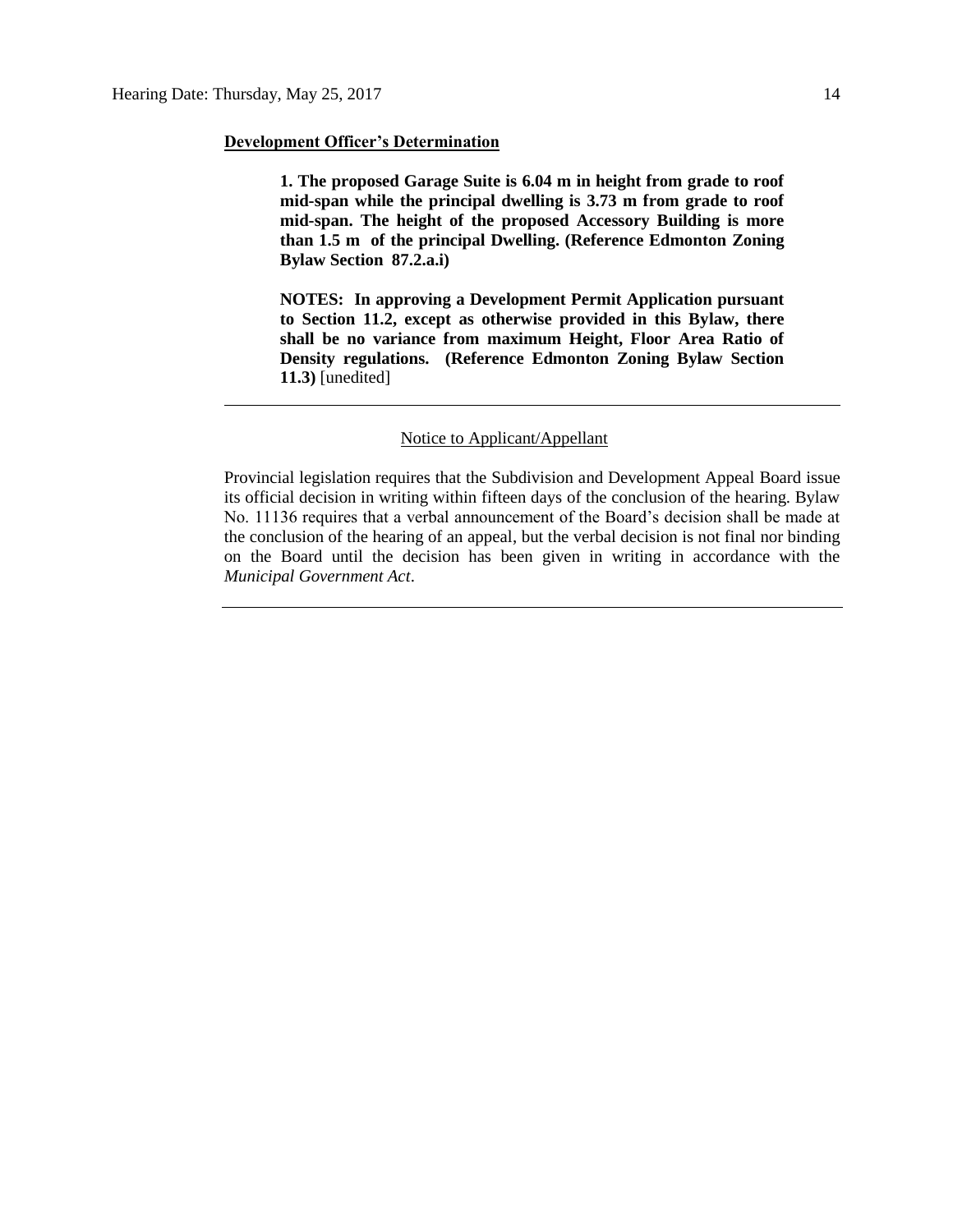**Development Officer's Determination**

> **1. The proposed Garage Suite is 6.04 m in height from grade to roof mid-span while the principal dwelling is 3.73 m from grade to roof mid-span. The height of the proposed Accessory Building is more than 1.5 m of the principal Dwelling. (Reference Edmonton Zoning Bylaw Section 87.2.a.i)**
>
> **NOTES: In approving a Development Permit Application pursuant to Section 11.2, except as otherwise provided in this Bylaw, there shall be no variance from maximum Height, Floor Area Ratio of Density regulations. (Reference Edmonton Zoning Bylaw Section 11.3)** [unedited]

---

Notice to Applicant/Appellant

Provincial legislation requires that the Subdivision and Development Appeal Board issue its official decision in writing within fifteen days of the conclusion of the hearing. Bylaw No. 11136 requires that a verbal announcement of the Board's decision shall be made at the conclusion of the hearing of an appeal, but the verbal decision is not final nor binding on the Board until the decision has been given in writing in accordance with the *Municipal Government Act*.

---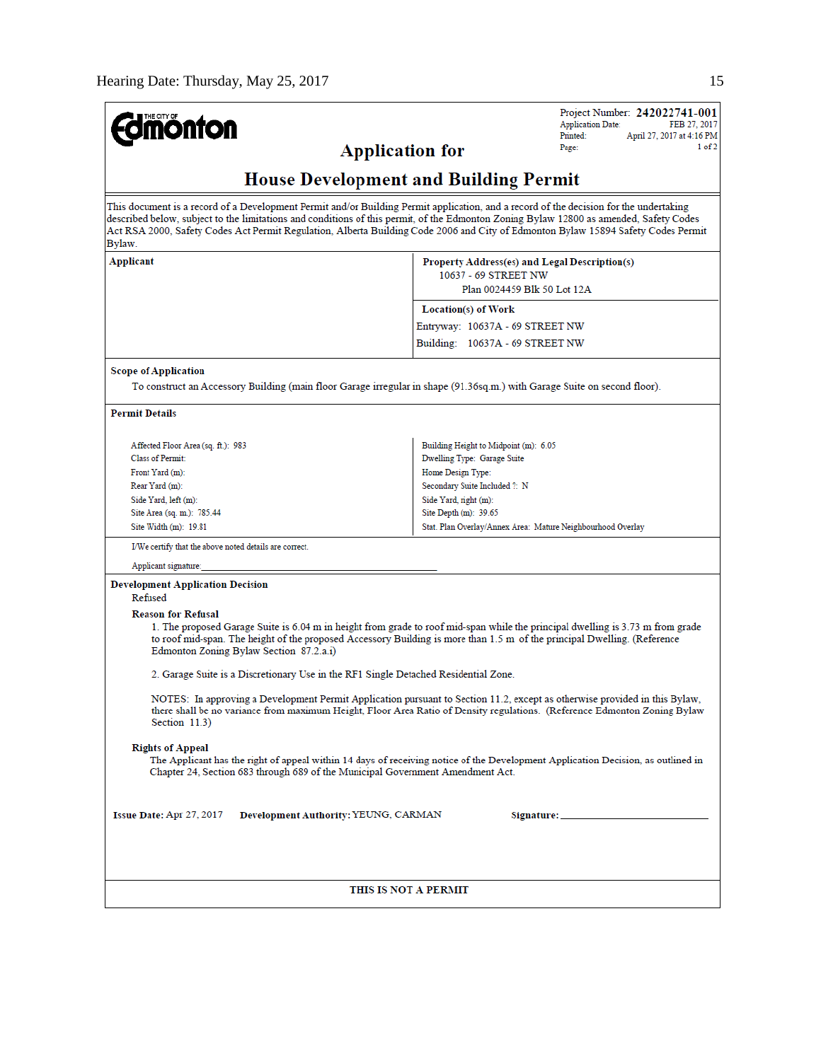THE CITY OF **Edmonton**

Project Number: **242022741-001**
Application Date: FEB 27, 2017
Printed: April 27, 2017 at 4:16 PM
Page: 1 of 2

# Application for

# House Development and Building Permit

This document is a record of a Development Permit and/or Building Permit application, and a record of the decision for the undertaking described below, subject to the limitations and conditions of this permit, of the Edmonton Zoning Bylaw 12800 as amended, Safety Codes Act RSA 2000, Safety Codes Act Permit Regulation, Alberta Building Code 2006 and City of Edmonton Bylaw 15894 Safety Codes Permit Bylaw.

**Applicant**

**Property Address(es) and Legal Description(s)**
10637 - 69 STREET NW
Plan 0024459 Blk 50 Lot 12A

**Location(s) of Work**
Entryway: 10637A - 69 STREET NW
Building: 10637A - 69 STREET NW

**Scope of Application**

To construct an Accessory Building (main floor Garage irregular in shape (91.36sq.m.) with Garage Suite on second floor).

**Permit Details**

| | |
|---|---|
| Affected Floor Area (sq. ft.): 983 | Building Height to Midpoint (m): 6.05 |
| Class of Permit: | Dwelling Type: Garage Suite |
| Front Yard (m): | Home Design Type: |
| Rear Yard (m): | Secondary Suite Included ?: N |
| Side Yard, left (m): | Side Yard, right (m): |
| Site Area (sq. m.): 785.44 | Site Depth (m): 39.65 |
| Site Width (m): 19.81 | Stat. Plan Overlay/Annex Area: Mature Neighbourhood Overlay |

I/We certify that the above noted details are correct.

Applicant signature: ____________________________________________

**Development Application Decision**

Refused

**Reason for Refusal**

1. The proposed Garage Suite is 6.04 m in height from grade to roof mid-span while the principal dwelling is 3.73 m from grade to roof mid-span. The height of the proposed Accessory Building is more than 1.5 m of the principal Dwelling. (Reference Edmonton Zoning Bylaw Section 87.2.a.i)

2. Garage Suite is a Discretionary Use in the RF1 Single Detached Residential Zone.

NOTES: In approving a Development Permit Application pursuant to Section 11.2, except as otherwise provided in this Bylaw, there shall be no variance from maximum Height, Floor Area Ratio of Density regulations. (Reference Edmonton Zoning Bylaw Section 11.3)

**Rights of Appeal**

The Applicant has the right of appeal within 14 days of receiving notice of the Development Application Decision, as outlined in Chapter 24, Section 683 through 689 of the Municipal Government Amendment Act.

**Issue Date:** Apr 27, 2017 **Development Authority:** YEUNG, CARMAN **Signature:** ____________________

**THIS IS NOT A PERMIT**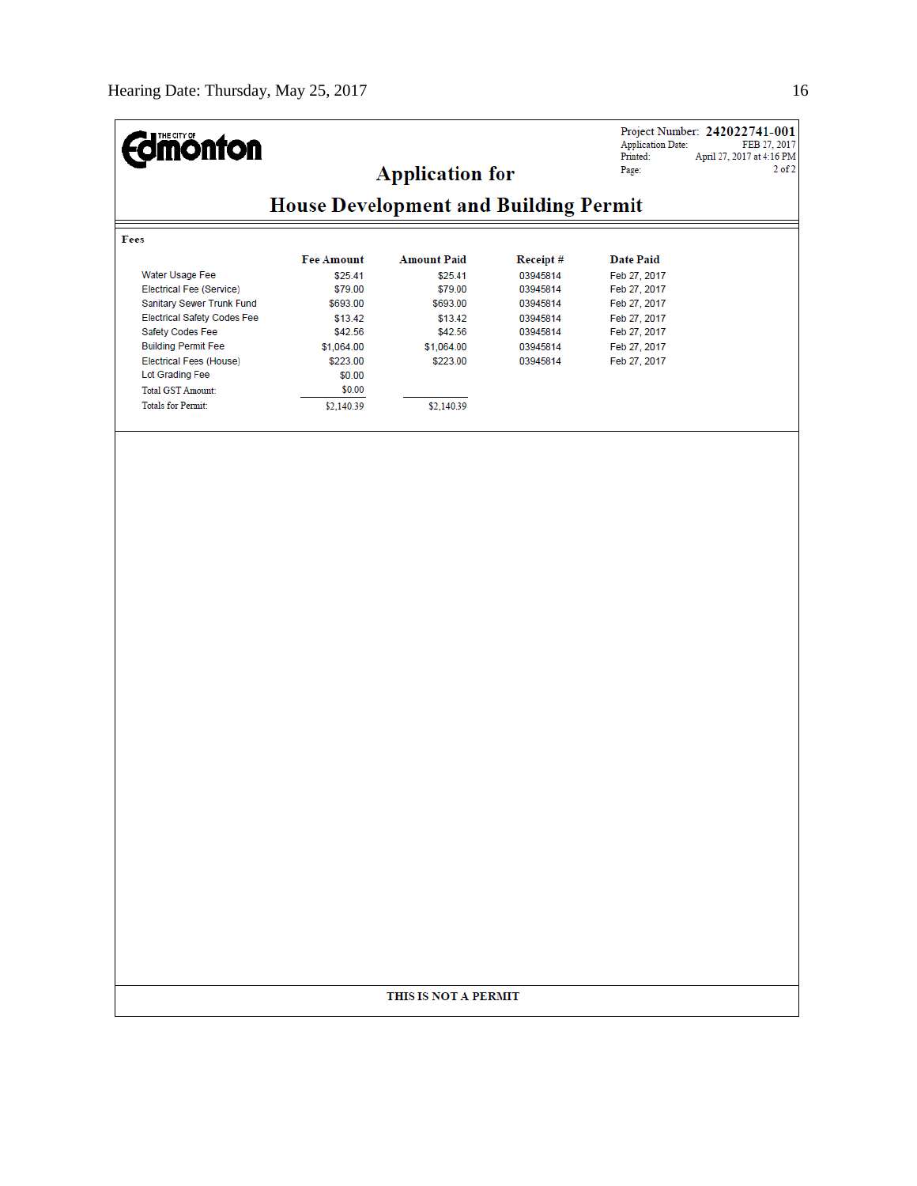THE CITY OF Edmonton

Project Number: **242022741-001**
Application Date: FEB 27, 2017
Printed: April 27, 2017 at 4:16 PM
Page: 2 of 2

# Application for

# House Development and Building Permit

**Fees**

| | Fee Amount | Amount Paid | Receipt # | Date Paid |
|---|---|---|---|---|
| Water Usage Fee | $25.41 | $25.41 | 03945814 | Feb 27, 2017 |
| Electrical Fee (Service) | $79.00 | $79.00 | 03945814 | Feb 27, 2017 |
| Sanitary Sewer Trunk Fund | $693.00 | $693.00 | 03945814 | Feb 27, 2017 |
| Electrical Safety Codes Fee | $13.42 | $13.42 | 03945814 | Feb 27, 2017 |
| Safety Codes Fee | $42.56 | $42.56 | 03945814 | Feb 27, 2017 |
| Building Permit Fee | $1,064.00 | $1,064.00 | 03945814 | Feb 27, 2017 |
| Electrical Fees (House) | $223.00 | $223.00 | 03945814 | Feb 27, 2017 |
| Lot Grading Fee | $0.00 | | | |
| Total GST Amount: | $0.00 | | | |
| Totals for Permit: | $2,140.39 | $2,140.39 | | |

**THIS IS NOT A PERMIT**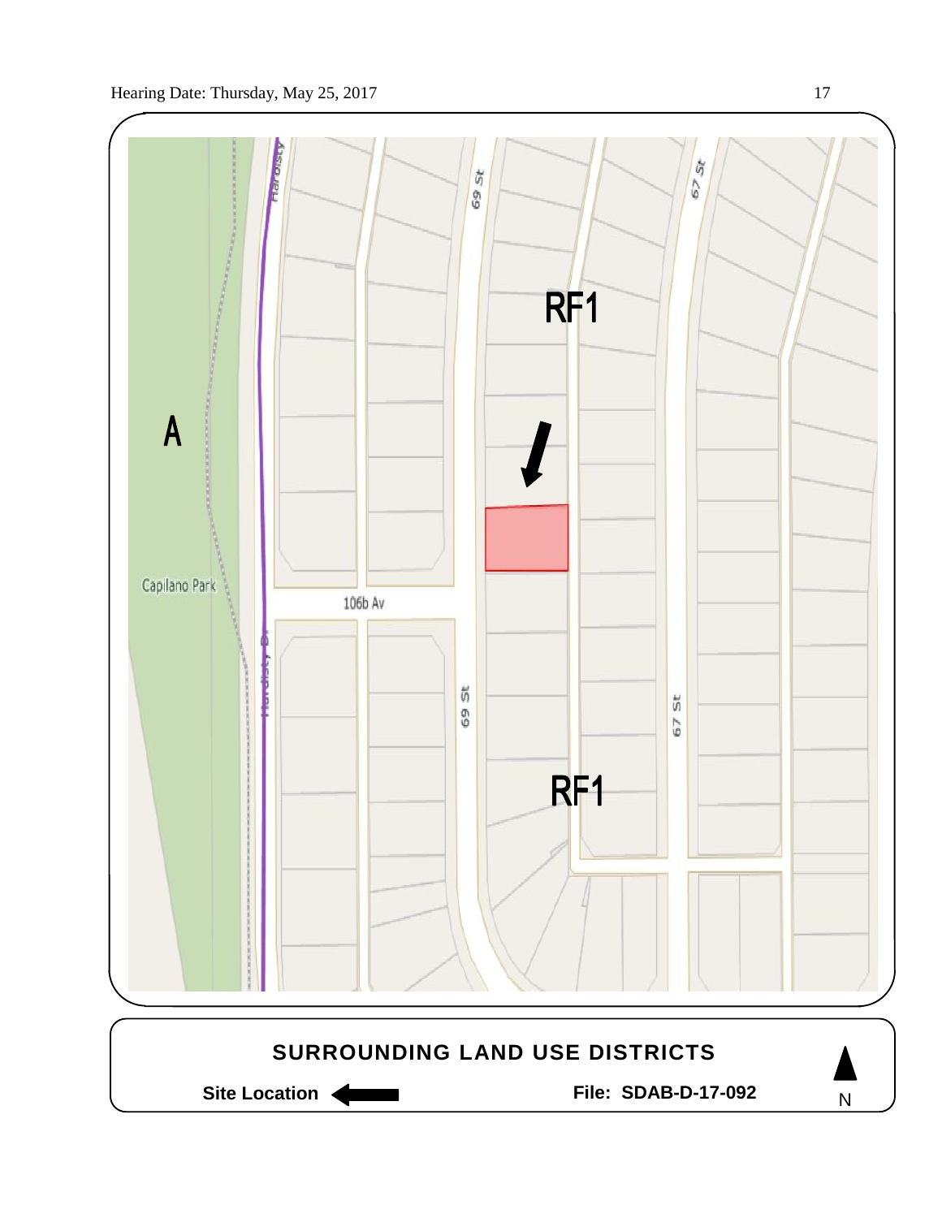A

RF1

RF1

Capilano Park

106b Av

69 St

69 St

67 St

67 St

Hardisty Dr

## SURROUNDING LAND USE DISTRICTS

**Site Location** ⟵

**File: SDAB-D-17-092**

N